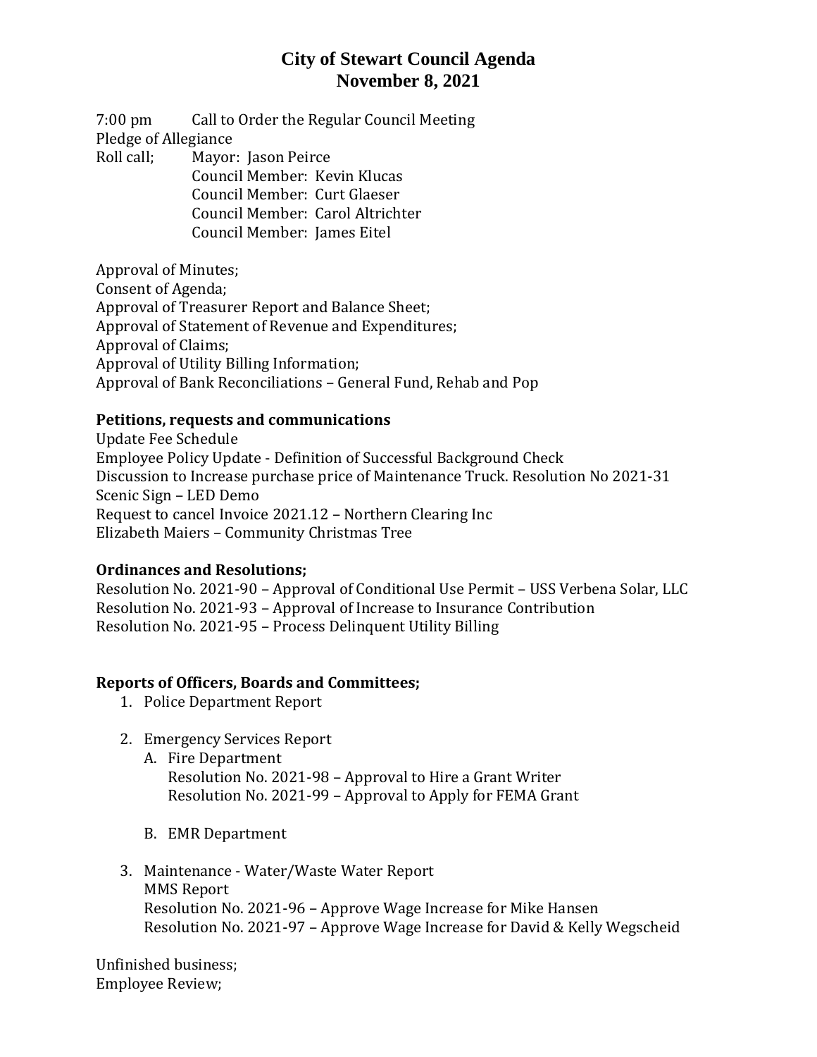# City of Stewart Council Agenda
# November 8, 2021

7:00 pm Call to Order the Regular Council Meeting

Pledge of Allegiance

Roll call; Mayor: Jason Peirce
Council Member: Kevin Klucas
Council Member: Curt Glaeser
Council Member: Carol Altrichter
Council Member: James Eitel

Approval of Minutes;
Consent of Agenda;
Approval of Treasurer Report and Balance Sheet;
Approval of Statement of Revenue and Expenditures;
Approval of Claims;
Approval of Utility Billing Information;
Approval of Bank Reconciliations – General Fund, Rehab and Pop

**Petitions, requests and communications**

Update Fee Schedule
Employee Policy Update - Definition of Successful Background Check
Discussion to Increase purchase price of Maintenance Truck. Resolution No 2021-31
Scenic Sign – LED Demo
Request to cancel Invoice 2021.12 – Northern Clearing Inc
Elizabeth Maiers – Community Christmas Tree

**Ordinances and Resolutions;**

Resolution No. 2021-90 – Approval of Conditional Use Permit – USS Verbena Solar, LLC
Resolution No. 2021-93 – Approval of Increase to Insurance Contribution
Resolution No. 2021-95 – Process Delinquent Utility Billing

**Reports of Officers, Boards and Committees;**

1. Police Department Report

2. Emergency Services Report
   - A. Fire Department
     Resolution No. 2021-98 – Approval to Hire a Grant Writer
     Resolution No. 2021-99 – Approval to Apply for FEMA Grant
   - B. EMR Department

3. Maintenance - Water/Waste Water Report
   MMS Report
   Resolution No. 2021-96 – Approve Wage Increase for Mike Hansen
   Resolution No. 2021-97 – Approve Wage Increase for David & Kelly Wegscheid

Unfinished business;
Employee Review;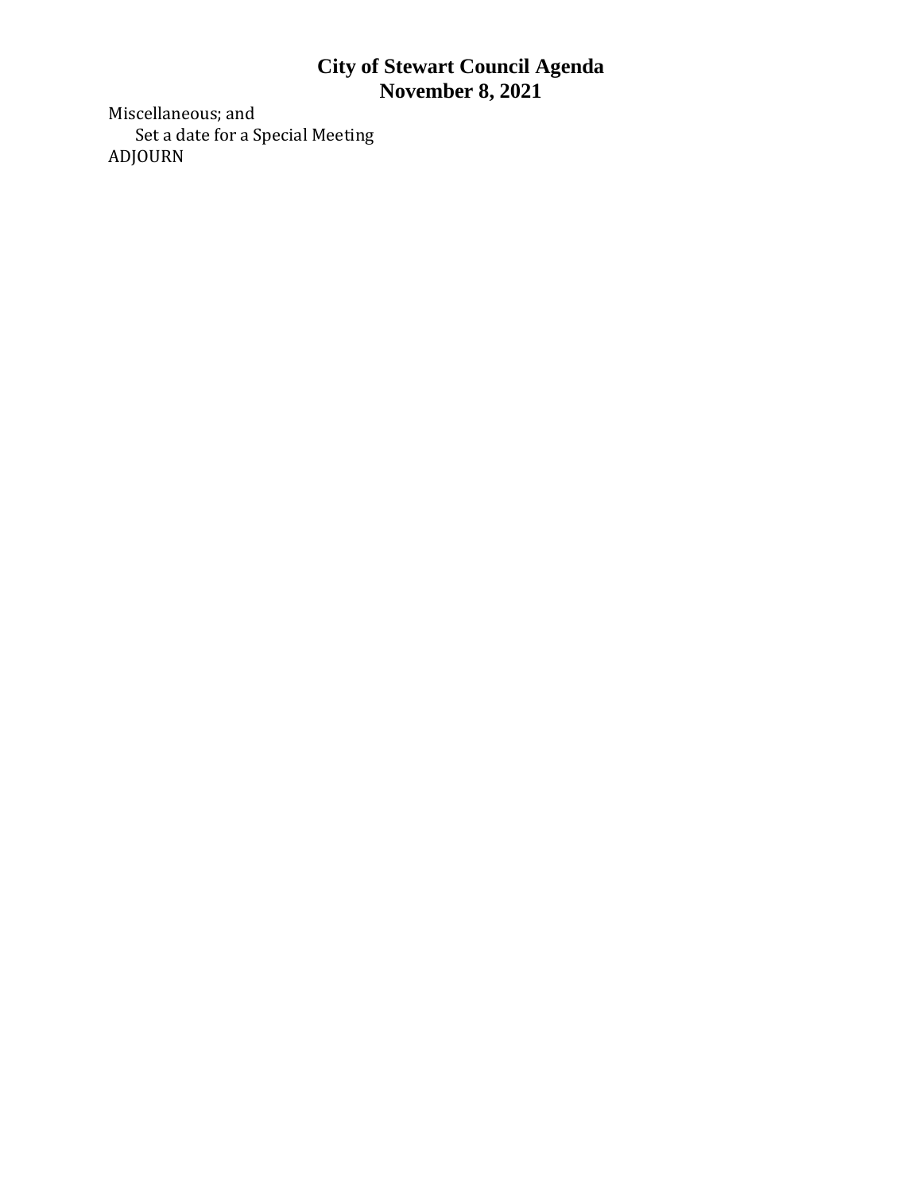Miscellaneous; and

- Set a date for a Special Meeting

ADJOURN